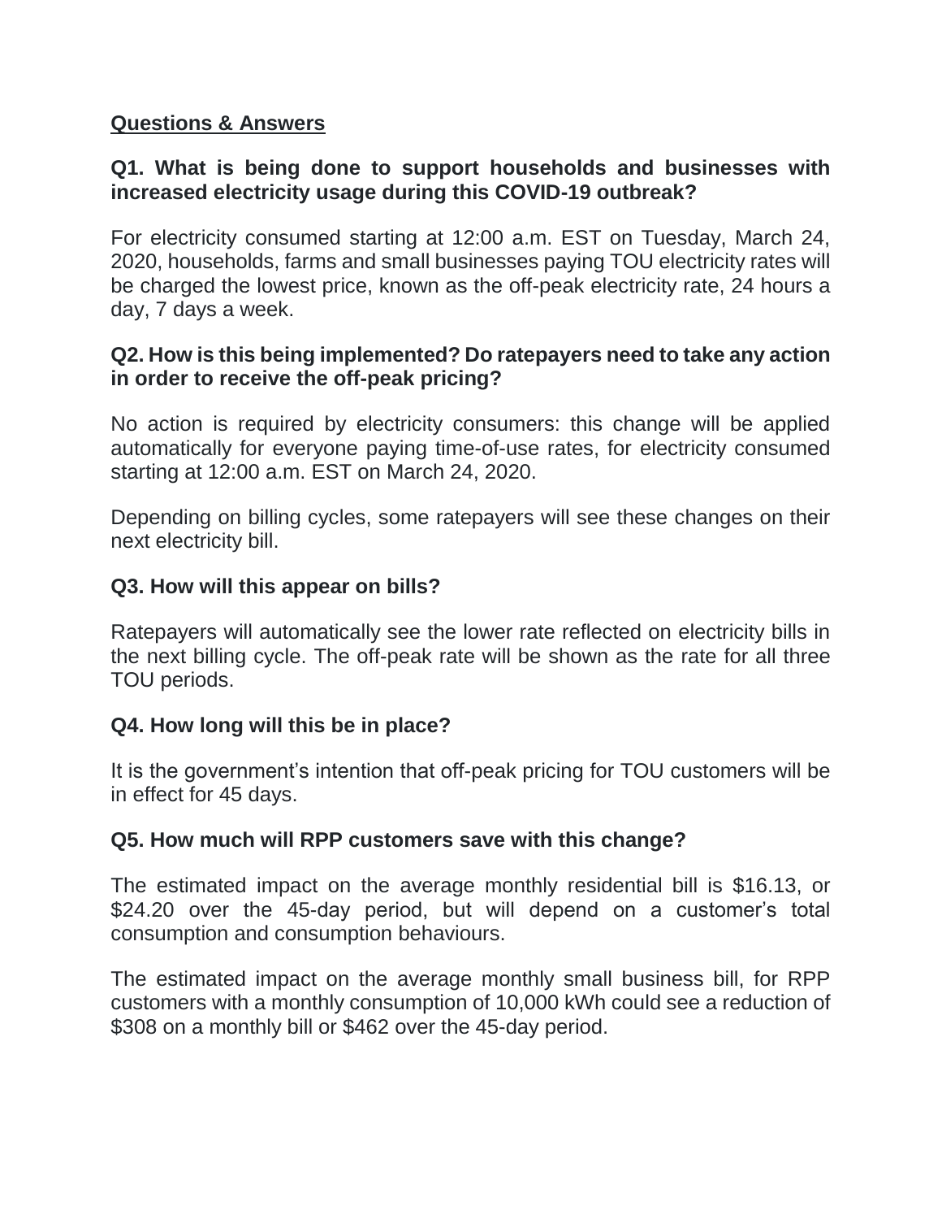## Questions & Answers

### Q1. What is being done to support households and businesses with increased electricity usage during this COVID-19 outbreak?

For electricity consumed starting at 12:00 a.m. EST on Tuesday, March 24, 2020, households, farms and small businesses paying TOU electricity rates will be charged the lowest price, known as the off-peak electricity rate, 24 hours a day, 7 days a week.

### Q2. How is this being implemented? Do ratepayers need to take any action in order to receive the off-peak pricing?

No action is required by electricity consumers: this change will be applied automatically for everyone paying time-of-use rates, for electricity consumed starting at 12:00 a.m. EST on March 24, 2020.

Depending on billing cycles, some ratepayers will see these changes on their next electricity bill.

### Q3. How will this appear on bills?

Ratepayers will automatically see the lower rate reflected on electricity bills in the next billing cycle. The off-peak rate will be shown as the rate for all three TOU periods.

### Q4. How long will this be in place?

It is the government's intention that off-peak pricing for TOU customers will be in effect for 45 days.

### Q5. How much will RPP customers save with this change?

The estimated impact on the average monthly residential bill is $16.13, or $24.20 over the 45-day period, but will depend on a customer's total consumption and consumption behaviours.

The estimated impact on the average monthly small business bill, for RPP customers with a monthly consumption of 10,000 kWh could see a reduction of $308 on a monthly bill or $462 over the 45-day period.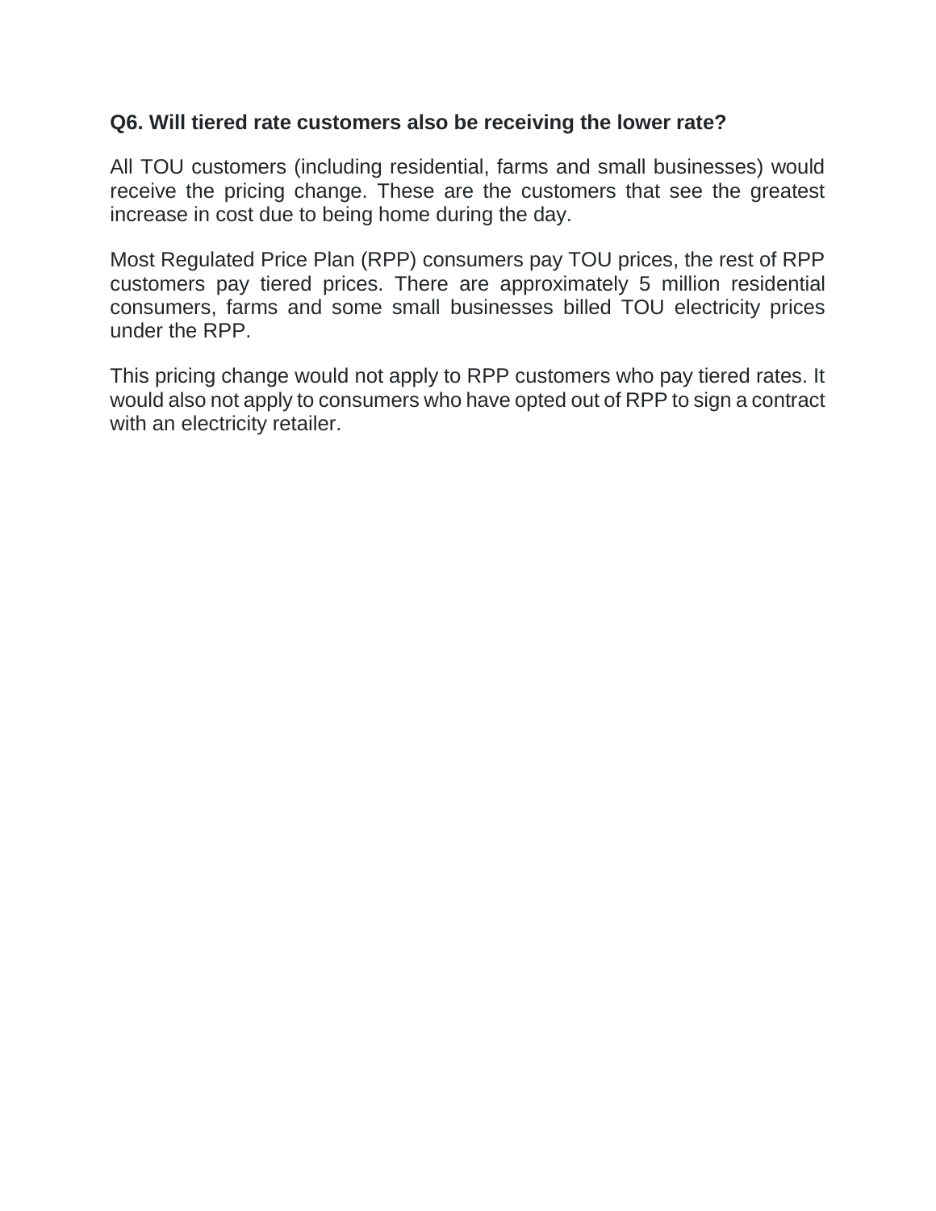**Q6. Will tiered rate customers also be receiving the lower rate?**

All TOU customers (including residential, farms and small businesses) would receive the pricing change. These are the customers that see the greatest increase in cost due to being home during the day.

Most Regulated Price Plan (RPP) consumers pay TOU prices, the rest of RPP customers pay tiered prices. There are approximately 5 million residential consumers, farms and some small businesses billed TOU electricity prices under the RPP.

This pricing change would not apply to RPP customers who pay tiered rates. It would also not apply to consumers who have opted out of RPP to sign a contract with an electricity retailer.